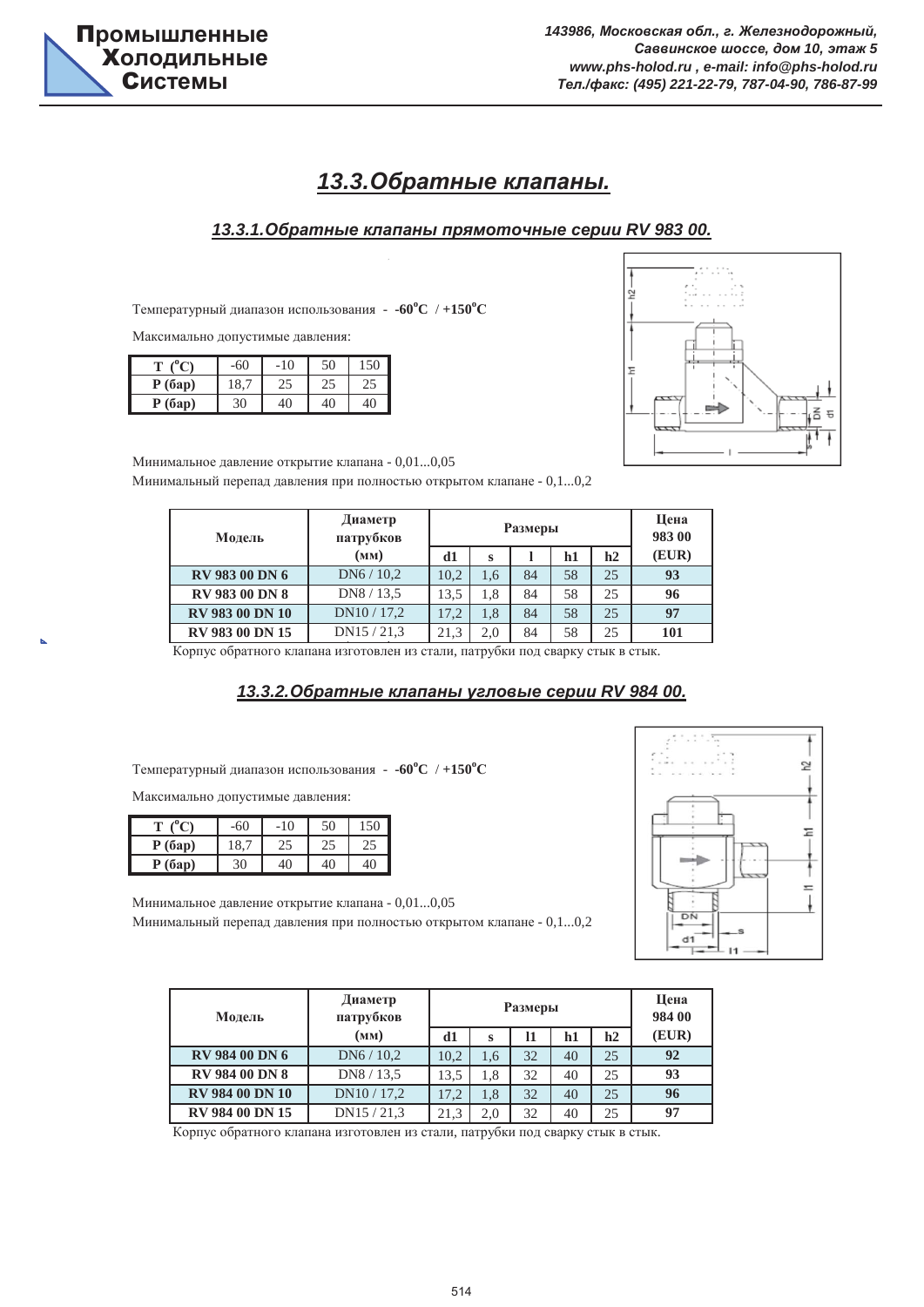# 13.3. Обратные клапаны.

## 13.3.1. Обратные клапаны прямоточные серии RV 983 00.

Температурный диапазон использования - **-60°C / +150°C**

Максимально допустимые давления:

| **T (°C)** | -60 | -10 | 50 | 150 |
|---|---|---|---|---|
| **P (бар)** | 18,7 | 25 | 25 | 25 |
| **P (бар)** | 30 | 40 | 40 | 40 |

Минимальное давление открытие клапана - 0,01...0,05

Минимальный перепад давления при полностью открытом клапане - 0,1...0,2

| Модель | Диаметр патрубков (мм) | Размеры | | | | | Цена 983 00 (EUR) |
|---|---|---|---|---|---|---|---|
| | | d1 | s | l | h1 | h2 | |
| **RV 983 00 DN 6** | DN6 / 10,2 | 10,2 | 1,6 | 84 | 58 | 25 | **93** |
| **RV 983 00 DN 8** | DN8 / 13,5 | 13,5 | 1,8 | 84 | 58 | 25 | **96** |
| **RV 983 00 DN 10** | DN10 / 17,2 | 17,2 | 1,8 | 84 | 58 | 25 | **97** |
| **RV 983 00 DN 15** | DN15 / 21,3 | 21,3 | 2,0 | 84 | 58 | 25 | **101** |

Корпус обратного клапана изготовлен из стали, патрубки под сварку стык в стык.

## 13.3.2. Обратные клапаны угловые серии RV 984 00.

Температурный диапазон использования - **-60°C / +150°C**

Максимально допустимые давления:

| **T (°C)** | -60 | -10 | 50 | 150 |
|---|---|---|---|---|
| **P (бар)** | 18,7 | 25 | 25 | 25 |
| **P (бар)** | 30 | 40 | 40 | 40 |

Минимальное давление открытие клапана - 0,01...0,05

Минимальный перепад давления при полностью открытом клапане - 0,1...0,2

| Модель | Диаметр патрубков (мм) | Размеры | | | | | Цена 984 00 (EUR) |
|---|---|---|---|---|---|---|---|
| | | d1 | s | l1 | h1 | h2 | |
| **RV 984 00 DN 6** | DN6 / 10,2 | 10,2 | 1,6 | 32 | 40 | 25 | **92** |
| **RV 984 00 DN 8** | DN8 / 13,5 | 13,5 | 1,8 | 32 | 40 | 25 | **93** |
| **RV 984 00 DN 10** | DN10 / 17,2 | 17,2 | 1,8 | 32 | 40 | 25 | **96** |
| **RV 984 00 DN 15** | DN15 / 21,3 | 21,3 | 2,0 | 32 | 40 | 25 | **97** |

Корпус обратного клапана изготовлен из стали, патрубки под сварку стык в стык.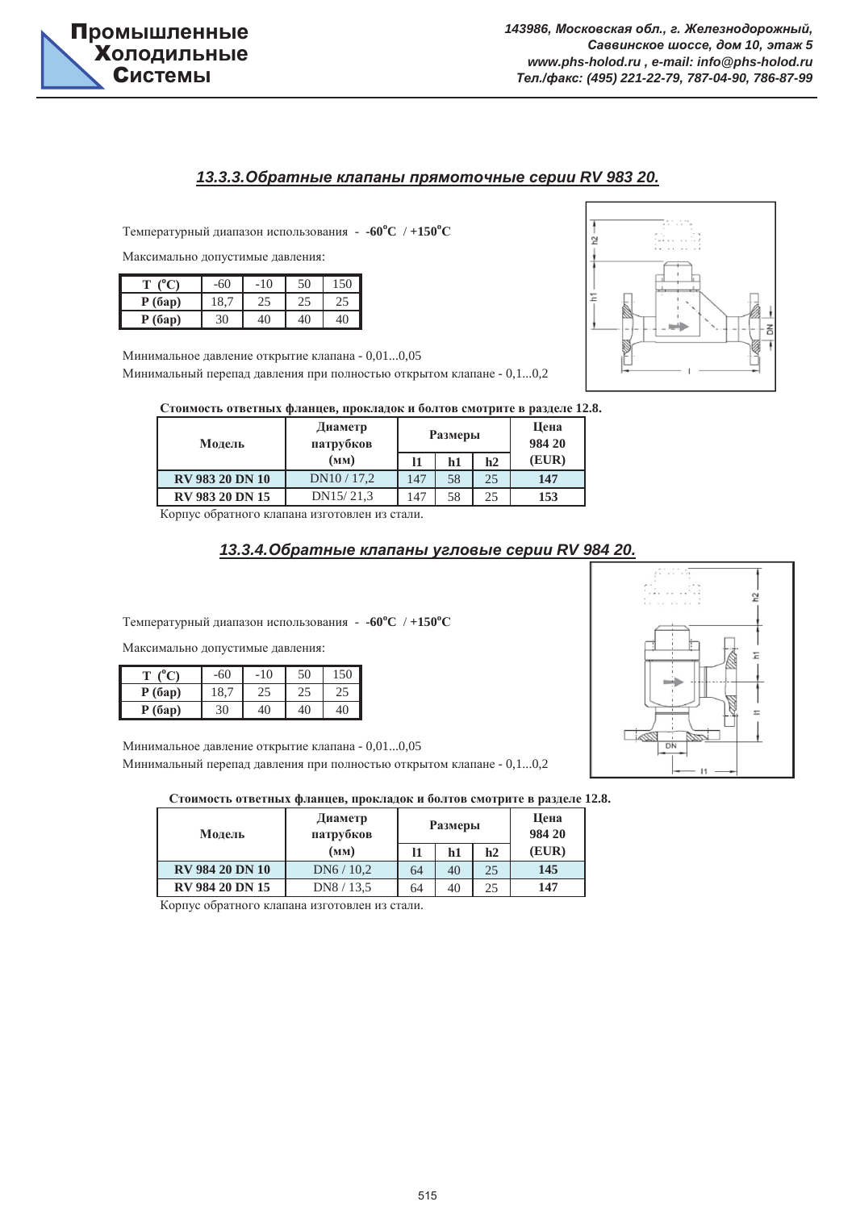### *13.3.3. Обратные клапаны прямоточные серии RV 983 20.*

Температурный диапазон использования - **-60°C / +150°C**

Максимально допустимые давления:

| T (°C) | -60 | -10 | 50 | 150 |
|---|---|---|---|---|
| P (бар) | 18,7 | 25 | 25 | 25 |
| P (бар) | 30 | 40 | 40 | 40 |

Минимальное давление открытие клапана - 0,01...0,05

Минимальный перепад давления при полностью открытом клапане - 0,1...0,2

**Стоимость ответных фланцев, прокладок и болтов смотрите в разделе 12.8.**

| Модель | Диаметр патрубков (мм) | Размеры | | | Цена 984 20 (EUR) |
|---|---|---|---|---|---|
| | | l1 | h1 | h2 | |
| **RV 983 20 DN 10** | DN10 / 17,2 | 147 | 58 | 25 | **147** |
| **RV 983 20 DN 15** | DN15/ 21,3 | 147 | 58 | 25 | **153** |

Корпус обратного клапана изготовлен из стали.

### *13.3.4. Обратные клапаны угловые серии RV 984 20.*

Температурный диапазон использования - **-60°C / +150°C**

Максимально допустимые давления:

| T (°C) | -60 | -10 | 50 | 150 |
|---|---|---|---|---|
| P (бар) | 18,7 | 25 | 25 | 25 |
| P (бар) | 30 | 40 | 40 | 40 |

Минимальное давление открытие клапана - 0,01...0,05

Минимальный перепад давления при полностью открытом клапане - 0,1...0,2

**Стоимость ответных фланцев, прокладок и болтов смотрите в разделе 12.8.**

| Модель | Диаметр патрубков (мм) | Размеры | | | Цена 984 20 (EUR) |
|---|---|---|---|---|---|
| | | l1 | h1 | h2 | |
| **RV 984 20 DN 10** | DN6 / 10,2 | 64 | 40 | 25 | **145** |
| **RV 984 20 DN 15** | DN8 / 13,5 | 64 | 40 | 25 | **147** |

Корпус обратного клапана изготовлен из стали.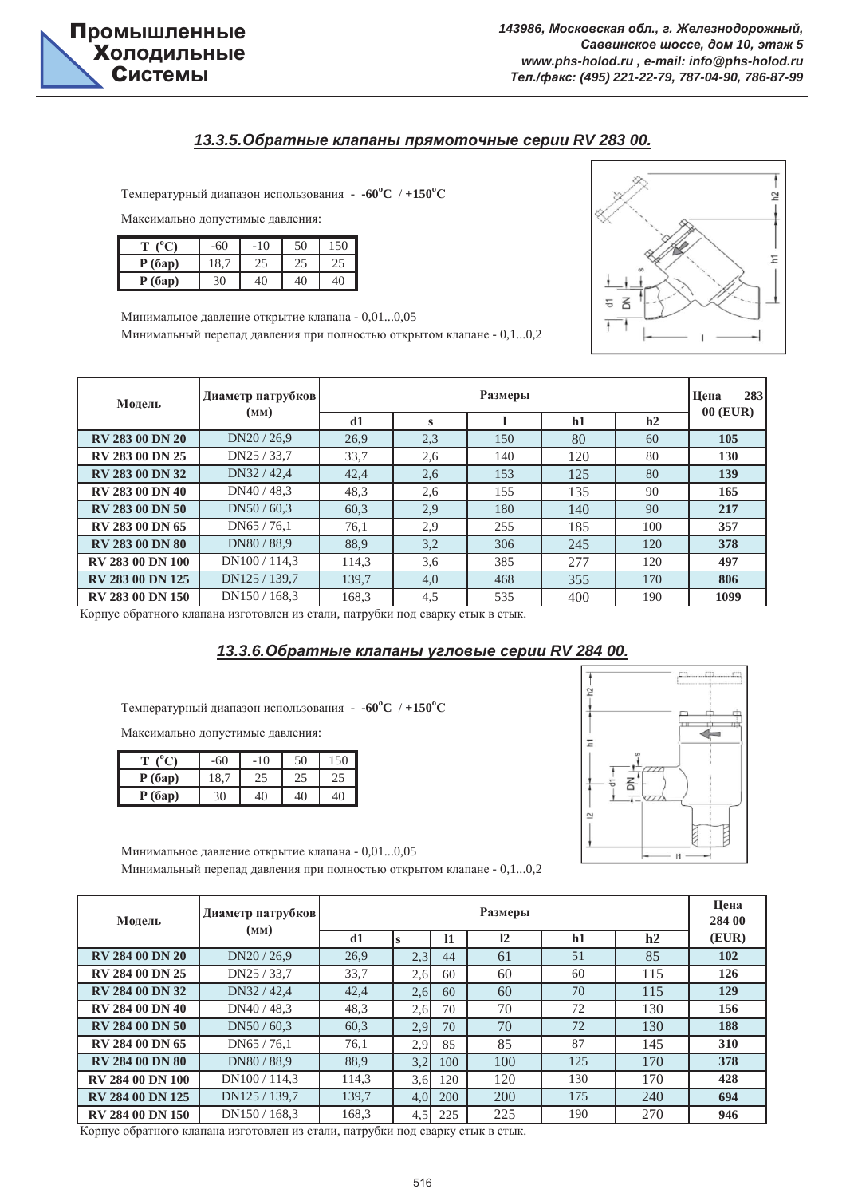## 13.3.5. Обратные клапаны прямоточные серии RV 283 00.

Температурный диапазон использования - **-60°C / +150°C**

Максимально допустимые давления:

| T (°C) | -60 | -10 | 50 | 150 |
|---|---|---|---|---|
| P (бар) | 18,7 | 25 | 25 | 25 |
| P (бар) | 30 | 40 | 40 | 40 |

Минимальное давление открытие клапана - 0,01...0,05

Минимальный перепад давления при полностью открытом клапане - 0,1...0,2

| Модель | Диаметр патрубков (мм) | Размеры | | | | | Цена 283 00 (EUR) |
|---|---|---|---|---|---|---|---|
| | | d1 | s | l | h1 | h2 | |
| **RV 283 00 DN 20** | DN20 / 26,9 | 26,9 | 2,3 | 150 | 80 | 60 | **105** |
| **RV 283 00 DN 25** | DN25 / 33,7 | 33,7 | 2,6 | 140 | 120 | 80 | **130** |
| **RV 283 00 DN 32** | DN32 / 42,4 | 42,4 | 2,6 | 153 | 125 | 80 | **139** |
| **RV 283 00 DN 40** | DN40 / 48,3 | 48,3 | 2,6 | 155 | 135 | 90 | **165** |
| **RV 283 00 DN 50** | DN50 / 60,3 | 60,3 | 2,9 | 180 | 140 | 90 | **217** |
| **RV 283 00 DN 65** | DN65 / 76,1 | 76,1 | 2,9 | 255 | 185 | 100 | **357** |
| **RV 283 00 DN 80** | DN80 / 88,9 | 88,9 | 3,2 | 306 | 245 | 120 | **378** |
| **RV 283 00 DN 100** | DN100 / 114,3 | 114,3 | 3,6 | 385 | 277 | 120 | **497** |
| **RV 283 00 DN 125** | DN125 / 139,7 | 139,7 | 4,0 | 468 | 355 | 170 | **806** |
| **RV 283 00 DN 150** | DN150 / 168,3 | 168,3 | 4,5 | 535 | 400 | 190 | **1099** |

Корпус обратного клапана изготовлен из стали, патрубки под сварку стык в стык.

## 13.3.6. Обратные клапаны угловые серии RV 284 00.

Температурный диапазон использования - **-60°C / +150°C**

Максимально допустимые давления:

| T (°C) | -60 | -10 | 50 | 150 |
|---|---|---|---|---|
| P (бар) | 18,7 | 25 | 25 | 25 |
| P (бар) | 30 | 40 | 40 | 40 |

Минимальное давление открытие клапана - 0,01...0,05

Минимальный перепад давления при полностью открытом клапане - 0,1...0,2

| Модель | Диаметр патрубков (мм) | Размеры | | | | | | Цена 284 00 (EUR) |
|---|---|---|---|---|---|---|---|---|
| | | d1 | s | l1 | l2 | h1 | h2 | |
| **RV 284 00 DN 20** | DN20 / 26,9 | 26,9 | 2,3 | 44 | 61 | 51 | 85 | **102** |
| **RV 284 00 DN 25** | DN25 / 33,7 | 33,7 | 2,6 | 60 | 60 | 60 | 115 | **126** |
| **RV 284 00 DN 32** | DN32 / 42,4 | 42,4 | 2,6 | 60 | 60 | 70 | 115 | **129** |
| **RV 284 00 DN 40** | DN40 / 48,3 | 48,3 | 2,6 | 70 | 70 | 72 | 130 | **156** |
| **RV 284 00 DN 50** | DN50 / 60,3 | 60,3 | 2,9 | 70 | 70 | 72 | 130 | **188** |
| **RV 284 00 DN 65** | DN65 / 76,1 | 76,1 | 2,9 | 85 | 85 | 87 | 145 | **310** |
| **RV 284 00 DN 80** | DN80 / 88,9 | 88,9 | 3,2 | 100 | 100 | 125 | 170 | **378** |
| **RV 284 00 DN 100** | DN100 / 114,3 | 114,3 | 3,6 | 120 | 120 | 130 | 170 | **428** |
| **RV 284 00 DN 125** | DN125 / 139,7 | 139,7 | 4,0 | 200 | 200 | 175 | 240 | **694** |
| **RV 284 00 DN 150** | DN150 / 168,3 | 168,3 | 4,5 | 225 | 225 | 190 | 270 | **946** |

Корпус обратного клапана изготовлен из стали, патрубки под сварку стык в стык.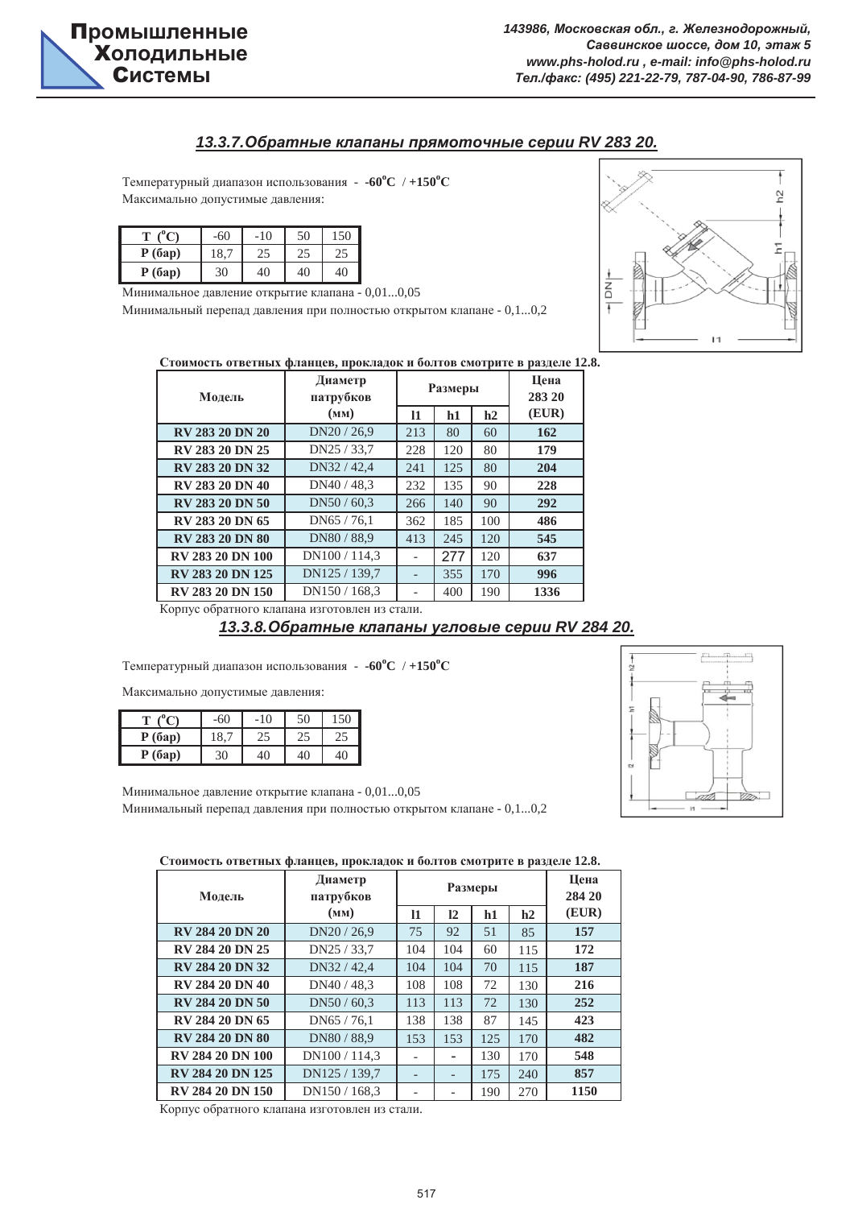## 13.3.7. Обратные клапаны прямоточные серии RV 283 20.

Температурный диапазон использования - **-60°C / +150°C**

Максимально допустимые давления:

| **T (°C)** | -60 | -10 | 50 | 150 |
|---|---|---|---|---|
| **P (бар)** | 18,7 | 25 | 25 | 25 |
| **P (бар)** | 30 | 40 | 40 | 40 |

Минимальное давление открытие клапана - 0,01...0,05

Минимальный перепад давления при полностью открытом клапане - 0,1...0,2

**Стоимость ответных фланцев, прокладок и болтов смотрите в разделе 12.8.**

| Модель | Диаметр патрубков (мм) | Размеры | | | Цена 283 20 (EUR) |
|---|---|---|---|---|---|
| | | l1 | h1 | h2 | |
| **RV 283 20 DN 20** | DN20 / 26,9 | 213 | 80 | 60 | **162** |
| **RV 283 20 DN 25** | DN25 / 33,7 | 228 | 120 | 80 | **179** |
| **RV 283 20 DN 32** | DN32 / 42,4 | 241 | 125 | 80 | **204** |
| **RV 283 20 DN 40** | DN40 / 48,3 | 232 | 135 | 90 | **228** |
| **RV 283 20 DN 50** | DN50 / 60,3 | 266 | 140 | 90 | **292** |
| **RV 283 20 DN 65** | DN65 / 76,1 | 362 | 185 | 100 | **486** |
| **RV 283 20 DN 80** | DN80 / 88,9 | 413 | 245 | 120 | **545** |
| **RV 283 20 DN 100** | DN100 / 114,3 | - | 277 | 120 | **637** |
| **RV 283 20 DN 125** | DN125 / 139,7 | - | 355 | 170 | **996** |
| **RV 283 20 DN 150** | DN150 / 168,3 | - | 400 | 190 | **1336** |

Корпус обратного клапана изготовлен из стали.

## 13.3.8. Обратные клапаны угловые серии RV 284 20.

Температурный диапазон использования - **-60°C / +150°C**

Максимально допустимые давления:

| **T (°C)** | -60 | -10 | 50 | 150 |
|---|---|---|---|---|
| **P (бар)** | 18,7 | 25 | 25 | 25 |
| **P (бар)** | 30 | 40 | 40 | 40 |

Минимальное давление открытие клапана - 0,01...0,05

Минимальный перепад давления при полностью открытом клапане - 0,1...0,2

**Стоимость ответных фланцев, прокладок и болтов смотрите в разделе 12.8.**

| Модель | Диаметр патрубков (мм) | Размеры | | | | Цена 284 20 (EUR) |
|---|---|---|---|---|---|---|
| | | l1 | l2 | h1 | h2 | |
| **RV 284 20 DN 20** | DN20 / 26,9 | 75 | 92 | 51 | 85 | **157** |
| **RV 284 20 DN 25** | DN25 / 33,7 | 104 | 104 | 60 | 115 | **172** |
| **RV 284 20 DN 32** | DN32 / 42,4 | 104 | 104 | 70 | 115 | **187** |
| **RV 284 20 DN 40** | DN40 / 48,3 | 108 | 108 | 72 | 130 | **216** |
| **RV 284 20 DN 50** | DN50 / 60,3 | 113 | 113 | 72 | 130 | **252** |
| **RV 284 20 DN 65** | DN65 / 76,1 | 138 | 138 | 87 | 145 | **423** |
| **RV 284 20 DN 80** | DN80 / 88,9 | 153 | 153 | 125 | 170 | **482** |
| **RV 284 20 DN 100** | DN100 / 114,3 | - | - | 130 | 170 | **548** |
| **RV 284 20 DN 125** | DN125 / 139,7 | - | - | 175 | 240 | **857** |
| **RV 284 20 DN 150** | DN150 / 168,3 | - | - | 190 | 270 | **1150** |

Корпус обратного клапана изготовлен из стали.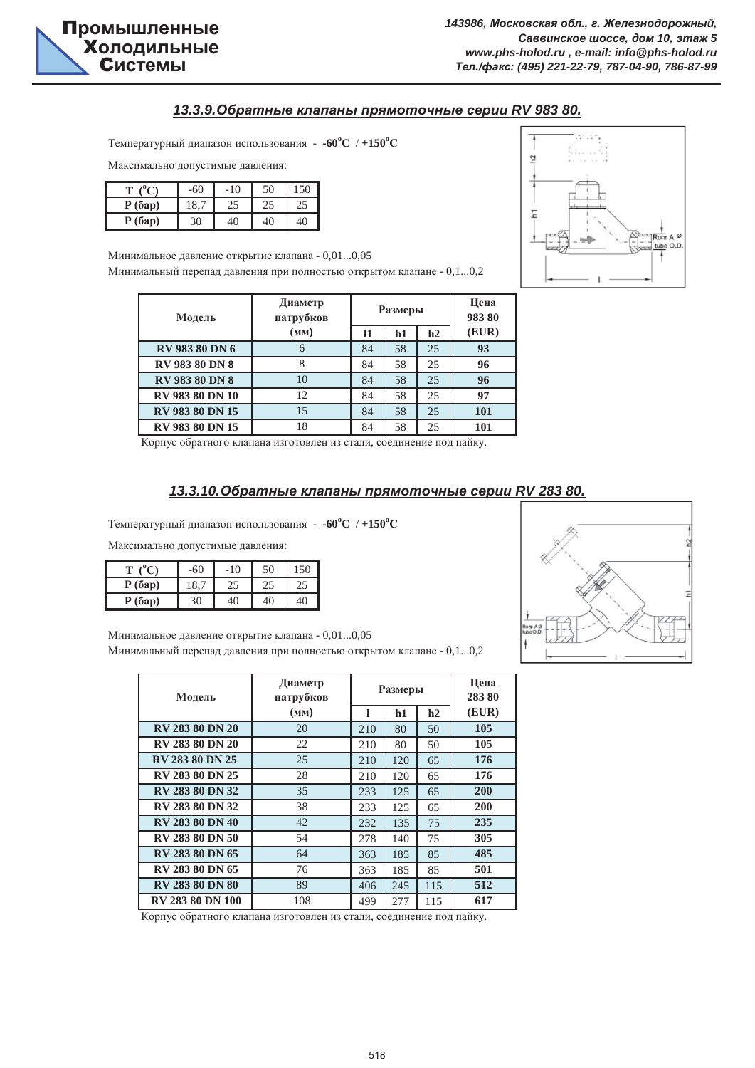## 13.3.9.Обратные клапаны прямоточные серии RV 983 80.

Температурный диапазон использования - **-60°C** / **+150°C**

Максимально допустимые давления:

| **T (°C)** | -60 | -10 | 50 | 150 |
|---|---|---|---|---|
| **P (бар)** | 18,7 | 25 | 25 | 25 |
| **P (бар)** | 30 | 40 | 40 | 40 |

Минимальное давление открытие клапана - 0,01...0,05

Минимальный перепад давления при полностью открытом клапане - 0,1...0,2

| **Модель** | **Диаметр патрубков (мм)** | **Размеры** | | | **Цена 983 80 (EUR)** |
|---|---|---|---|---|---|
| | | **l1** | **h1** | **h2** | |
| **RV 983 80 DN 6** | 6 | 84 | 58 | 25 | **93** |
| **RV 983 80 DN 8** | 8 | 84 | 58 | 25 | **96** |
| **RV 983 80 DN 8** | 10 | 84 | 58 | 25 | **96** |
| **RV 983 80 DN 10** | 12 | 84 | 58 | 25 | **97** |
| **RV 983 80 DN 15** | 15 | 84 | 58 | 25 | **101** |
| **RV 983 80 DN 15** | 18 | 84 | 58 | 25 | **101** |

Корпус обратного клапана изготовлен из стали, соединение под пайку.

## 13.3.10.Обратные клапаны прямоточные серии RV 283 80.

Температурный диапазон использования - **-60°C** / **+150°C**

Максимально допустимые давления:

| **T (°C)** | -60 | -10 | 50 | 150 |
|---|---|---|---|---|
| **P (бар)** | 18,7 | 25 | 25 | 25 |
| **P (бар)** | 30 | 40 | 40 | 40 |

Минимальное давление открытие клапана - 0,01...0,05

Минимальный перепад давления при полностью открытом клапане - 0,1...0,2

| **Модель** | **Диаметр патрубков (мм)** | **Размеры** | | | **Цена 283 80 (EUR)** |
|---|---|---|---|---|---|
| | | **l** | **h1** | **h2** | |
| **RV 283 80 DN 20** | 20 | 210 | 80 | 50 | **105** |
| **RV 283 80 DN 20** | 22 | 210 | 80 | 50 | **105** |
| **RV 283 80 DN 25** | 25 | 210 | 120 | 65 | **176** |
| **RV 283 80 DN 25** | 28 | 210 | 120 | 65 | **176** |
| **RV 283 80 DN 32** | 35 | 233 | 125 | 65 | **200** |
| **RV 283 80 DN 32** | 38 | 233 | 125 | 65 | **200** |
| **RV 283 80 DN 40** | 42 | 232 | 135 | 75 | **235** |
| **RV 283 80 DN 50** | 54 | 278 | 140 | 75 | **305** |
| **RV 283 80 DN 65** | 64 | 363 | 185 | 85 | **485** |
| **RV 283 80 DN 65** | 76 | 363 | 185 | 85 | **501** |
| **RV 283 80 DN 80** | 89 | 406 | 245 | 115 | **512** |
| **RV 283 80 DN 100** | 108 | 499 | 277 | 115 | **617** |

Корпус обратного клапана изготовлен из стали, соединение под пайку.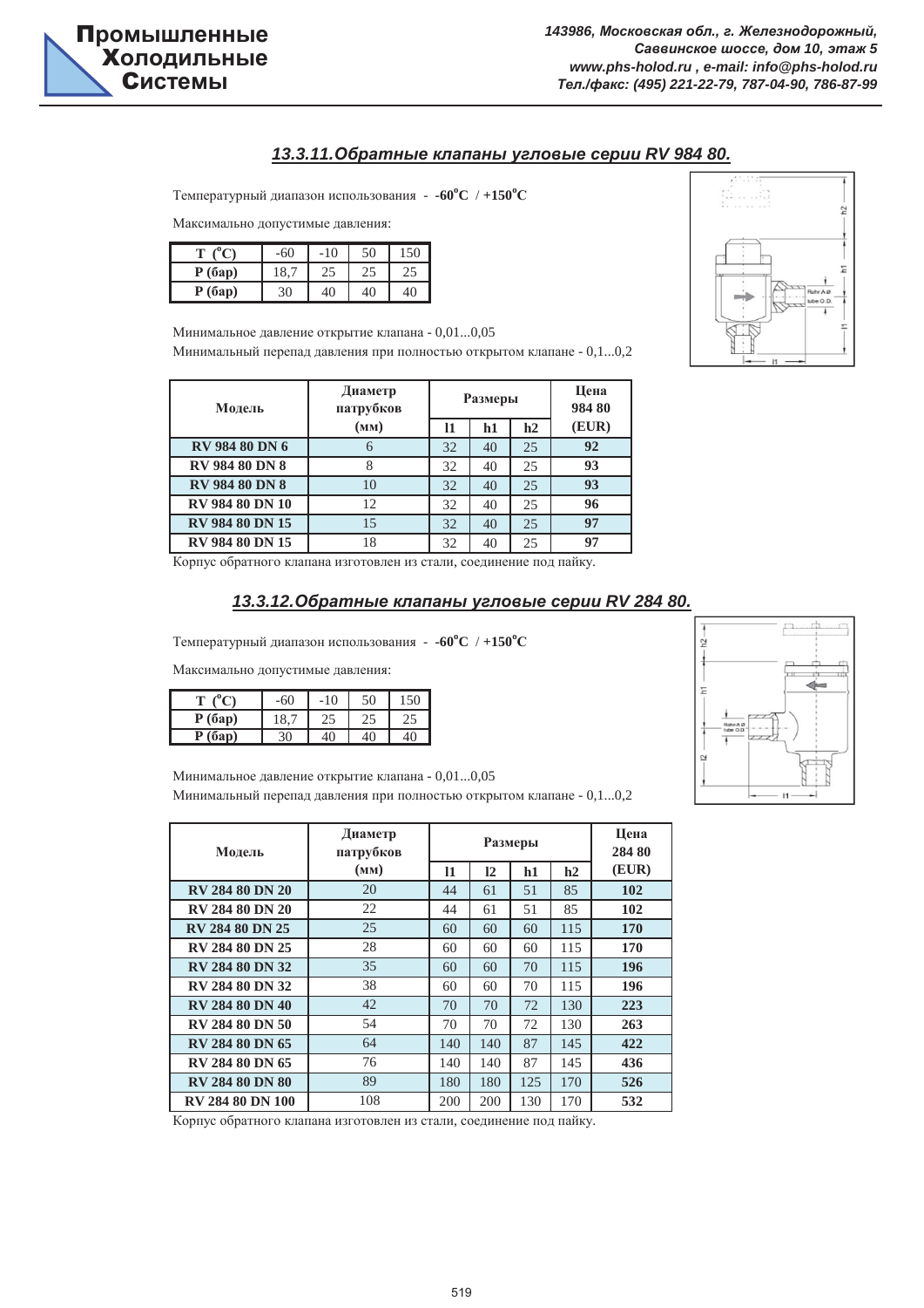## 13.3.11. Обратные клапаны угловые серии RV 984 80.

Температурный диапазон использования - **-60°С** / **+150°С**

Максимально допустимые давления:

| T (°C) | -60 | -10 | 50 | 150 |
|---|---|---|---|---|
| P (бар) | 18,7 | 25 | 25 | 25 |
| P (бар) | 30 | 40 | 40 | 40 |

Минимальное давление открытие клапана - 0,01...0,05

Минимальный перепад давления при полностью открытом клапане - 0,1...0,2

| Модель | Диаметр патрубков (мм) | Размеры | | | Цена 984 80 (EUR) |
|---|---|---|---|---|---|
| | | l1 | h1 | h2 | |
| **RV 984 80 DN 6** | 6 | 32 | 40 | 25 | **92** |
| **RV 984 80 DN 8** | 8 | 32 | 40 | 25 | **93** |
| **RV 984 80 DN 8** | 10 | 32 | 40 | 25 | **93** |
| **RV 984 80 DN 10** | 12 | 32 | 40 | 25 | **96** |
| **RV 984 80 DN 15** | 15 | 32 | 40 | 25 | **97** |
| **RV 984 80 DN 15** | 18 | 32 | 40 | 25 | **97** |

Корпус обратного клапана изготовлен из стали, соединение под пайку.

## 13.3.12. Обратные клапаны угловые серии RV 284 80.

Температурный диапазон использования - **-60°С** / **+150°С**

Максимально допустимые давления:

| T (°C) | -60 | -10 | 50 | 150 |
|---|---|---|---|---|
| P (бар) | 18,7 | 25 | 25 | 25 |
| P (бар) | 30 | 40 | 40 | 40 |

Минимальное давление открытие клапана - 0,01...0,05

Минимальный перепад давления при полностью открытом клапане - 0,1...0,2

| Модель | Диаметр патрубков (мм) | Размеры | | | | Цена 284 80 (EUR) |
|---|---|---|---|---|---|---|
| | | l1 | l2 | h1 | h2 | |
| **RV 284 80 DN 20** | 20 | 44 | 61 | 51 | 85 | **102** |
| **RV 284 80 DN 20** | 22 | 44 | 61 | 51 | 85 | **102** |
| **RV 284 80 DN 25** | 25 | 60 | 60 | 60 | 115 | **170** |
| **RV 284 80 DN 25** | 28 | 60 | 60 | 60 | 115 | **170** |
| **RV 284 80 DN 32** | 35 | 60 | 60 | 70 | 115 | **196** |
| **RV 284 80 DN 32** | 38 | 60 | 60 | 70 | 115 | **196** |
| **RV 284 80 DN 40** | 42 | 70 | 70 | 72 | 130 | **223** |
| **RV 284 80 DN 50** | 54 | 70 | 70 | 72 | 130 | **263** |
| **RV 284 80 DN 65** | 64 | 140 | 140 | 87 | 145 | **422** |
| **RV 284 80 DN 65** | 76 | 140 | 140 | 87 | 145 | **436** |
| **RV 284 80 DN 80** | 89 | 180 | 180 | 125 | 170 | **526** |
| **RV 284 80 DN 100** | 108 | 200 | 200 | 130 | 170 | **532** |

Корпус обратного клапана изготовлен из стали, соединение под пайку.